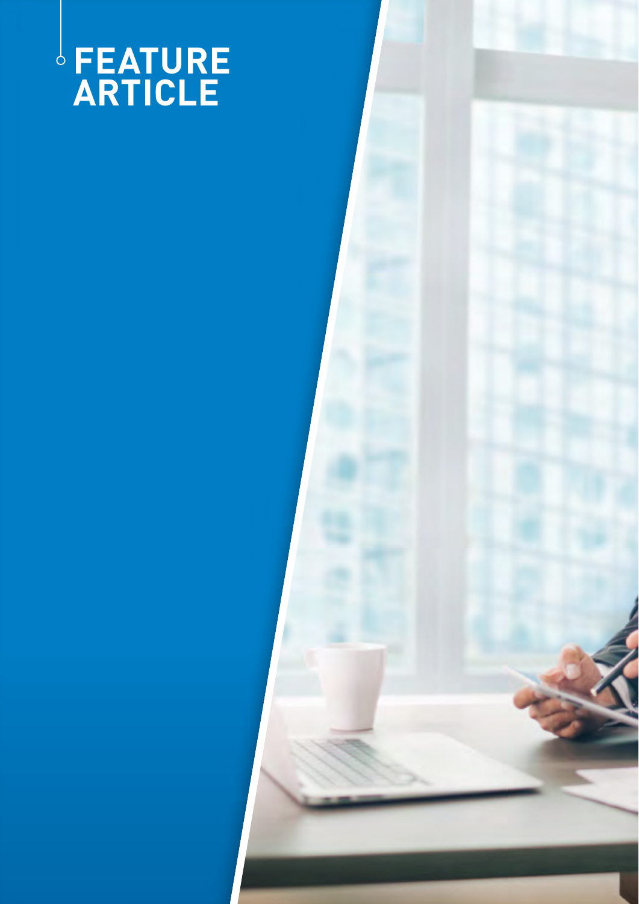# FEATURE ARTICLE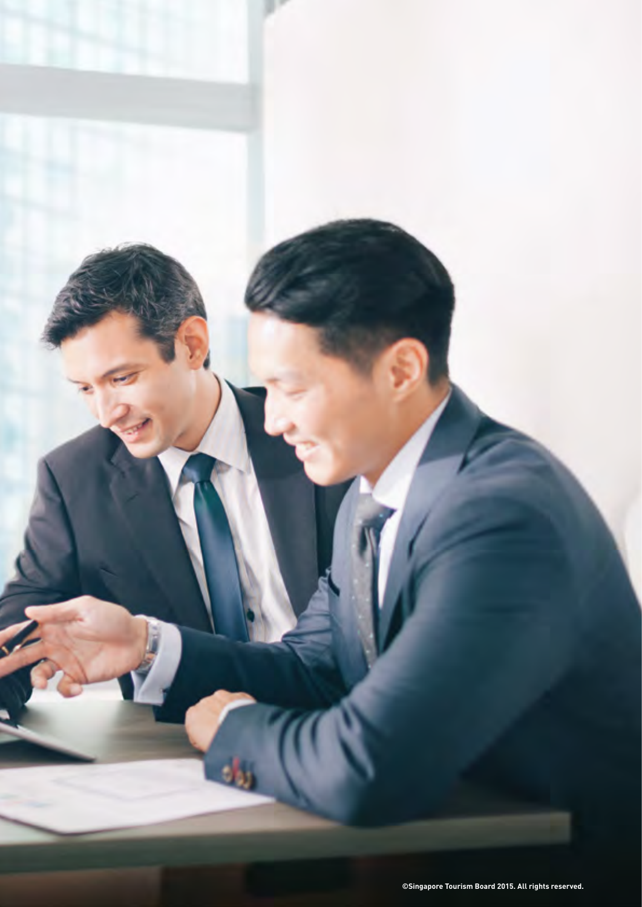©Singapore Tourism Board 2015. All rights reserved.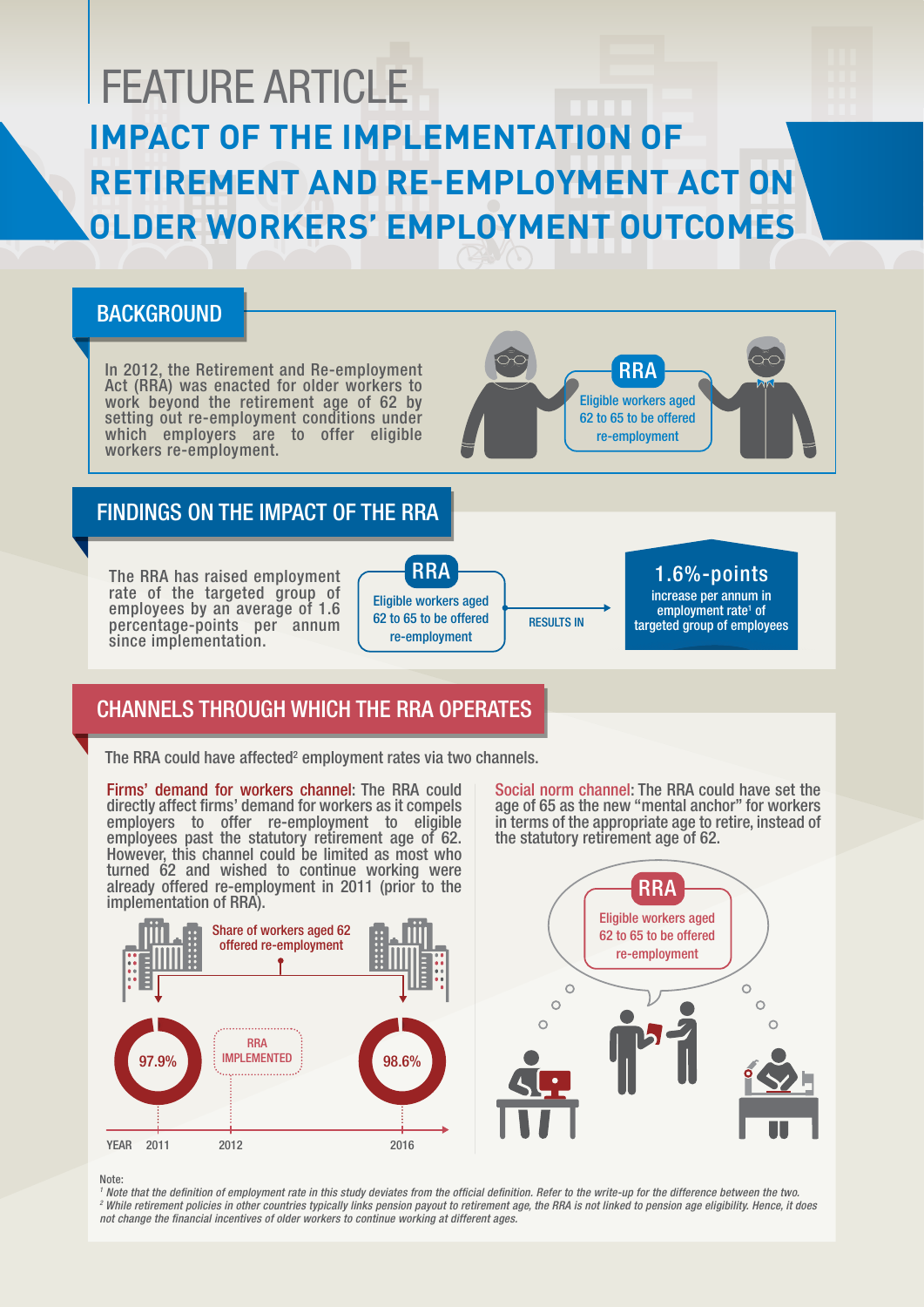# FEATURE ARTICLE

# IMPACT OF THE IMPLEMENTATION OF RETIREMENT AND RE-EMPLOYMENT ACT ON OLDER WORKERS' EMPLOYMENT OUTCOMES

## BACKGROUND

In 2012, the Retirement and Re-employment Act (RRA) was enacted for older workers to work beyond the retirement age of 62 by setting out re-employment conditions under which employers are to offer eligible workers re-employment.

**RRA**

Eligible workers aged 62 to 65 to be offered re-employment

## FINDINGS ON THE IMPACT OF THE RRA

The RRA has raised employment rate of the targeted group of employees by an average of 1.6 percentage-points per annum since implementation.

**RRA** — Eligible workers aged 62 to 65 to be offered re-employment → RESULTS IN → **1.6%-points** increase per annum in employment rate[1] of targeted group of employees

## CHANNELS THROUGH WHICH THE RRA OPERATES

The RRA could have affected[2] employment rates via two channels.

**Firms' demand for workers channel:** The RRA could directly affect firms' demand for workers as it compels employers to offer re-employment to eligible employees past the statutory retirement age of 62. However, this channel could be limited as most who turned 62 and wished to continue working were already offered re-employment in 2011 (prior to the implementation of RRA).

Share of workers aged 62 offered re-employment

| YEAR | 2011 | 2012 | 2016 |
|---|---|---|---|
| | 97.9% | RRA IMPLEMENTED | 98.6% |

**Social norm channel:** The RRA could have set the age of 65 as the new "mental anchor" for workers in terms of the appropriate age to retire, instead of the statutory retirement age of 62.

**RRA**

Eligible workers aged 62 to 65 to be offered re-employment

Note:

*[1] Note that the definition of employment rate in this study deviates from the official definition. Refer to the write-up for the difference between the two.*

*[2] While retirement policies in other countries typically links pension payout to retirement age, the RRA is not linked to pension age eligibility. Hence, it does not change the financial incentives of older workers to continue working at different ages.*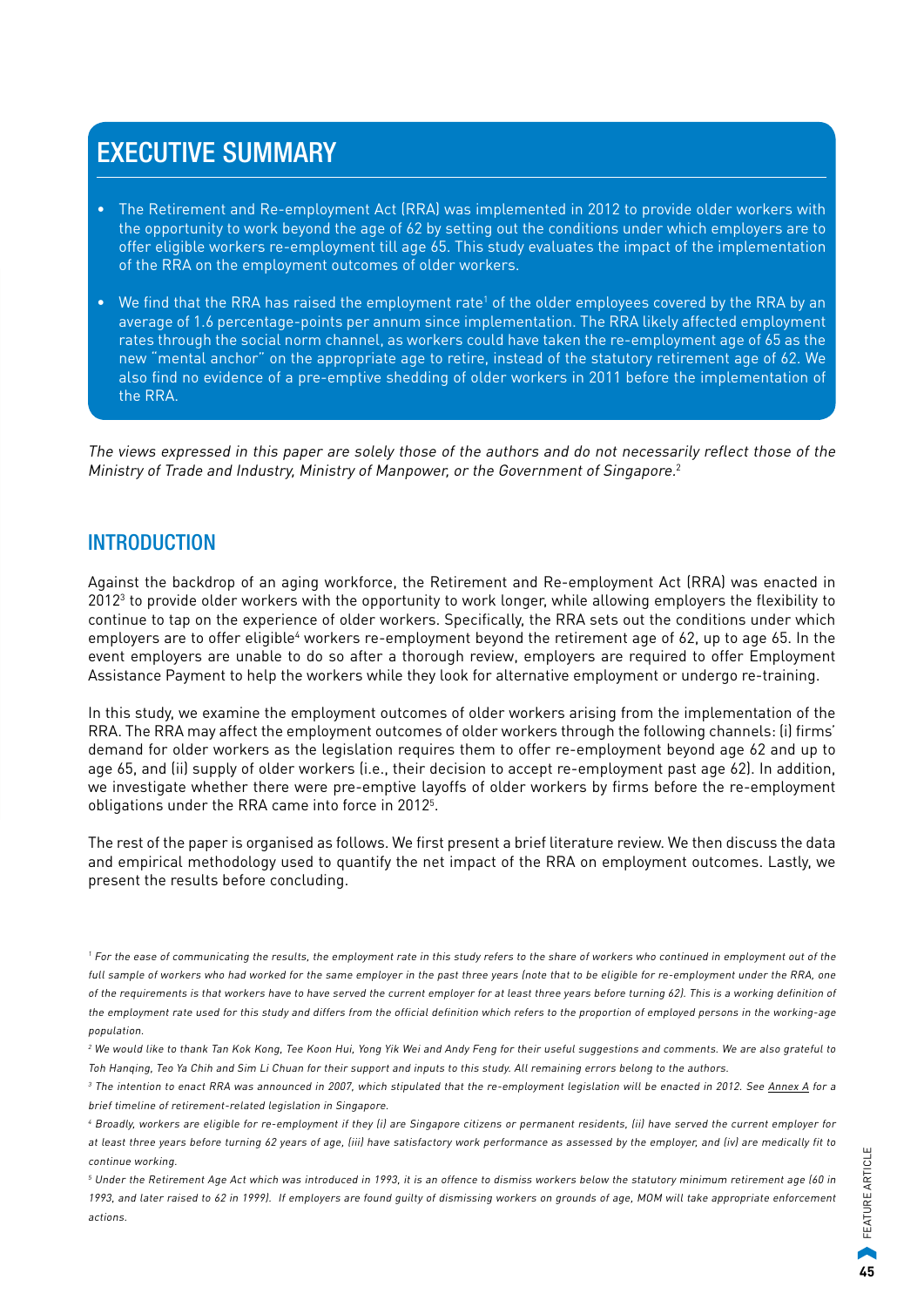## EXECUTIVE SUMMARY

- The Retirement and Re-employment Act (RRA) was implemented in 2012 to provide older workers with the opportunity to work beyond the age of 62 by setting out the conditions under which employers are to offer eligible workers re-employment till age 65. This study evaluates the impact of the implementation of the RRA on the employment outcomes of older workers.
- We find that the RRA has raised the employment rate[1] of the older employees covered by the RRA by an average of 1.6 percentage-points per annum since implementation. The RRA likely affected employment rates through the social norm channel, as workers could have taken the re-employment age of 65 as the new "mental anchor" on the appropriate age to retire, instead of the statutory retirement age of 62. We also find no evidence of a pre-emptive shedding of older workers in 2011 before the implementation of the RRA.

*The views expressed in this paper are solely those of the authors and do not necessarily reflect those of the Ministry of Trade and Industry, Ministry of Manpower, or the Government of Singapore.*[2]

## INTRODUCTION

Against the backdrop of an aging workforce, the Retirement and Re-employment Act (RRA) was enacted in 2012[3] to provide older workers with the opportunity to work longer, while allowing employers the flexibility to continue to tap on the experience of older workers. Specifically, the RRA sets out the conditions under which employers are to offer eligible[4] workers re-employment beyond the retirement age of 62, up to age 65. In the event employers are unable to do so after a thorough review, employers are required to offer Employment Assistance Payment to help the workers while they look for alternative employment or undergo re-training.

In this study, we examine the employment outcomes of older workers arising from the implementation of the RRA. The RRA may affect the employment outcomes of older workers through the following channels: (i) firms' demand for older workers as the legislation requires them to offer re-employment beyond age 62 and up to age 65, and (ii) supply of older workers (i.e., their decision to accept re-employment past age 62). In addition, we investigate whether there were pre-emptive layoffs of older workers by firms before the re-employment obligations under the RRA came into force in 2012[5].

The rest of the paper is organised as follows. We first present a brief literature review. We then discuss the data and empirical methodology used to quantify the net impact of the RRA on employment outcomes. Lastly, we present the results before concluding.

---

[1] *For the ease of communicating the results, the employment rate in this study refers to the share of workers who continued in employment out of the full sample of workers who had worked for the same employer in the past three years (note that to be eligible for re-employment under the RRA, one of the requirements is that workers have to have served the current employer for at least three years before turning 62). This is a working definition of the employment rate used for this study and differs from the official definition which refers to the proportion of employed persons in the working-age population.*

[2] *We would like to thank Tan Kok Kong, Tee Koon Hui, Yong Yik Wei and Andy Feng for their useful suggestions and comments. We are also grateful to Toh Hanqing, Teo Ya Chih and Sim Li Chuan for their support and inputs to this study. All remaining errors belong to the authors.*

[3] *The intention to enact RRA was announced in 2007, which stipulated that the re-employment legislation will be enacted in 2012. See Annex A for a brief timeline of retirement-related legislation in Singapore.*

[4] *Broadly, workers are eligible for re-employment if they (i) are Singapore citizens or permanent residents, (ii) have served the current employer for at least three years before turning 62 years of age, (iii) have satisfactory work performance as assessed by the employer, and (iv) are medically fit to continue working.*

[5] *Under the Retirement Age Act which was introduced in 1993, it is an offence to dismiss workers below the statutory minimum retirement age (60 in 1993, and later raised to 62 in 1999). If employers are found guilty of dismissing workers on grounds of age, MOM will take appropriate enforcement actions.*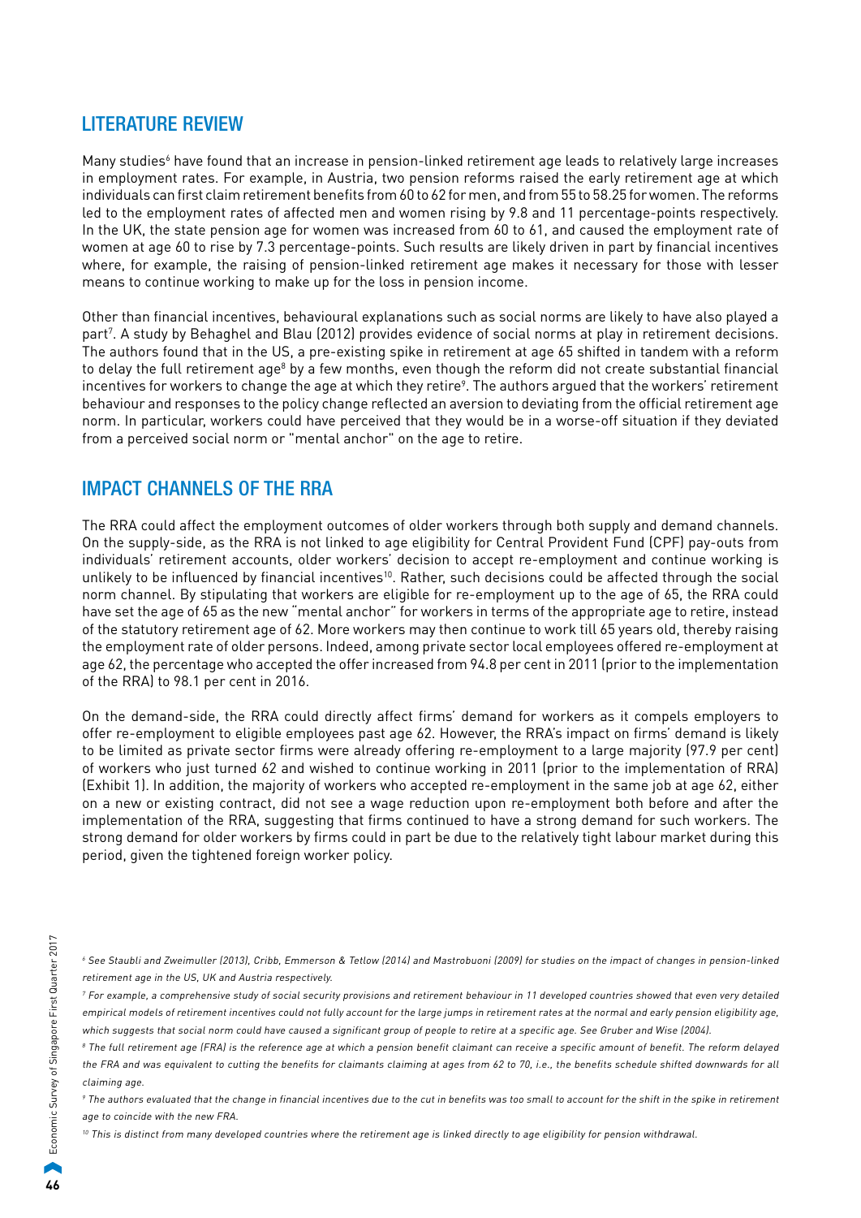## LITERATURE REVIEW

Many studies[6] have found that an increase in pension-linked retirement age leads to relatively large increases in employment rates. For example, in Austria, two pension reforms raised the early retirement age at which individuals can first claim retirement benefits from 60 to 62 for men, and from 55 to 58.25 for women. The reforms led to the employment rates of affected men and women rising by 9.8 and 11 percentage-points respectively. In the UK, the state pension age for women was increased from 60 to 61, and caused the employment rate of women at age 60 to rise by 7.3 percentage-points. Such results are likely driven in part by financial incentives where, for example, the raising of pension-linked retirement age makes it necessary for those with lesser means to continue working to make up for the loss in pension income.

Other than financial incentives, behavioural explanations such as social norms are likely to have also played a part[7]. A study by Behaghel and Blau (2012) provides evidence of social norms at play in retirement decisions. The authors found that in the US, a pre-existing spike in retirement at age 65 shifted in tandem with a reform to delay the full retirement age[8] by a few months, even though the reform did not create substantial financial incentives for workers to change the age at which they retire[9]. The authors argued that the workers' retirement behaviour and responses to the policy change reflected an aversion to deviating from the official retirement age norm. In particular, workers could have perceived that they would be in a worse-off situation if they deviated from a perceived social norm or "mental anchor" on the age to retire.

## IMPACT CHANNELS OF THE RRA

The RRA could affect the employment outcomes of older workers through both supply and demand channels. On the supply-side, as the RRA is not linked to age eligibility for Central Provident Fund (CPF) pay-outs from individuals' retirement accounts, older workers' decision to accept re-employment and continue working is unlikely to be influenced by financial incentives[10]. Rather, such decisions could be affected through the social norm channel. By stipulating that workers are eligible for re-employment up to the age of 65, the RRA could have set the age of 65 as the new "mental anchor" for workers in terms of the appropriate age to retire, instead of the statutory retirement age of 62. More workers may then continue to work till 65 years old, thereby raising the employment rate of older persons. Indeed, among private sector local employees offered re-employment at age 62, the percentage who accepted the offer increased from 94.8 per cent in 2011 (prior to the implementation of the RRA) to 98.1 per cent in 2016.

On the demand-side, the RRA could directly affect firms' demand for workers as it compels employers to offer re-employment to eligible employees past age 62. However, the RRA's impact on firms' demand is likely to be limited as private sector firms were already offering re-employment to a large majority (97.9 per cent) of workers who just turned 62 and wished to continue working in 2011 (prior to the implementation of RRA) (Exhibit 1). In addition, the majority of workers who accepted re-employment in the same job at age 62, either on a new or existing contract, did not see a wage reduction upon re-employment both before and after the implementation of the RRA, suggesting that firms continued to have a strong demand for such workers. The strong demand for older workers by firms could in part be due to the relatively tight labour market during this period, given the tightened foreign worker policy.

---

*[6] See Staubli and Zweimuller (2013), Cribb, Emmerson & Tetlow (2014) and Mastrobuoni (2009) for studies on the impact of changes in pension-linked retirement age in the US, UK and Austria respectively.*

*[7] For example, a comprehensive study of social security provisions and retirement behaviour in 11 developed countries showed that even very detailed empirical models of retirement incentives could not fully account for the large jumps in retirement rates at the normal and early pension eligibility age, which suggests that social norm could have caused a significant group of people to retire at a specific age. See Gruber and Wise (2004).*

*[8] The full retirement age (FRA) is the reference age at which a pension benefit claimant can receive a specific amount of benefit. The reform delayed the FRA and was equivalent to cutting the benefits for claimants claiming at ages from 62 to 70, i.e., the benefits schedule shifted downwards for all claiming age.*

*[9] The authors evaluated that the change in financial incentives due to the cut in benefits was too small to account for the shift in the spike in retirement age to coincide with the new FRA.*

*[10] This is distinct from many developed countries where the retirement age is linked directly to age eligibility for pension withdrawal.*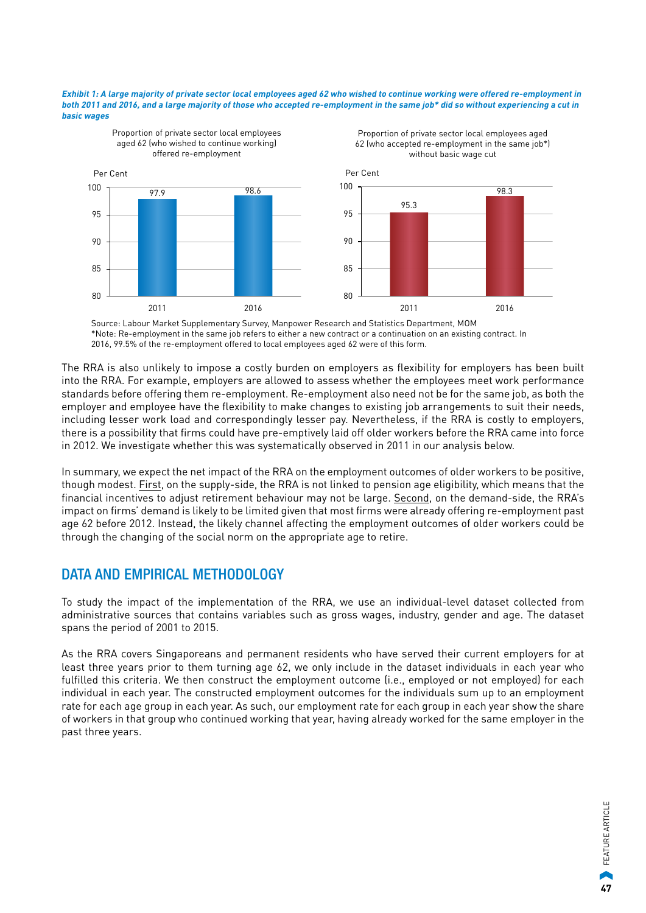*Exhibit 1: A large majority of private sector local employees aged 62 who wished to continue working were offered re-employment in both 2011 and 2016, and a large majority of those who accepted re-employment in the same job* did so without experiencing a cut in basic wages*

Proportion of private sector local employees aged 62 (who wished to continue working) offered re-employment

| Year | Per Cent |
|---|---|
| 2011 | 97.9 |
| 2016 | 98.6 |

Proportion of private sector local employees aged 62 (who accepted re-employment in the same job*) without basic wage cut

| Year | Per Cent |
|---|---|
| 2011 | 95.3 |
| 2016 | 98.3 |

Source: Labour Market Supplementary Survey, Manpower Research and Statistics Department, MOM
*Note: Re-employment in the same job refers to either a new contract or a continuation on an existing contract. In 2016, 99.5% of the re-employment offered to local employees aged 62 were of this form.

The RRA is also unlikely to impose a costly burden on employers as flexibility for employers has been built into the RRA. For example, employers are allowed to assess whether the employees meet work performance standards before offering them re-employment. Re-employment also need not be for the same job, as both the employer and employee have the flexibility to make changes to existing job arrangements to suit their needs, including lesser work load and correspondingly lesser pay. Nevertheless, if the RRA is costly to employers, there is a possibility that firms could have pre-emptively laid off older workers before the RRA came into force in 2012. We investigate whether this was systematically observed in 2011 in our analysis below.

In summary, we expect the net impact of the RRA on the employment outcomes of older workers to be positive, though modest. First, on the supply-side, the RRA is not linked to pension age eligibility, which means that the financial incentives to adjust retirement behaviour may not be large. Second, on the demand-side, the RRA's impact on firms' demand is likely to be limited given that most firms were already offering re-employment past age 62 before 2012. Instead, the likely channel affecting the employment outcomes of older workers could be through the changing of the social norm on the appropriate age to retire.

## DATA AND EMPIRICAL METHODOLOGY

To study the impact of the implementation of the RRA, we use an individual-level dataset collected from administrative sources that contains variables such as gross wages, industry, gender and age. The dataset spans the period of 2001 to 2015.

As the RRA covers Singaporeans and permanent residents who have served their current employers for at least three years prior to them turning age 62, we only include in the dataset individuals in each year who fulfilled this criteria. We then construct the employment outcome (i.e., employed or not employed) for each individual in each year. The constructed employment outcomes for the individuals sum up to an employment rate for each age group in each year. As such, our employment rate for each group in each year show the share of workers in that group who continued working that year, having already worked for the same employer in the past three years.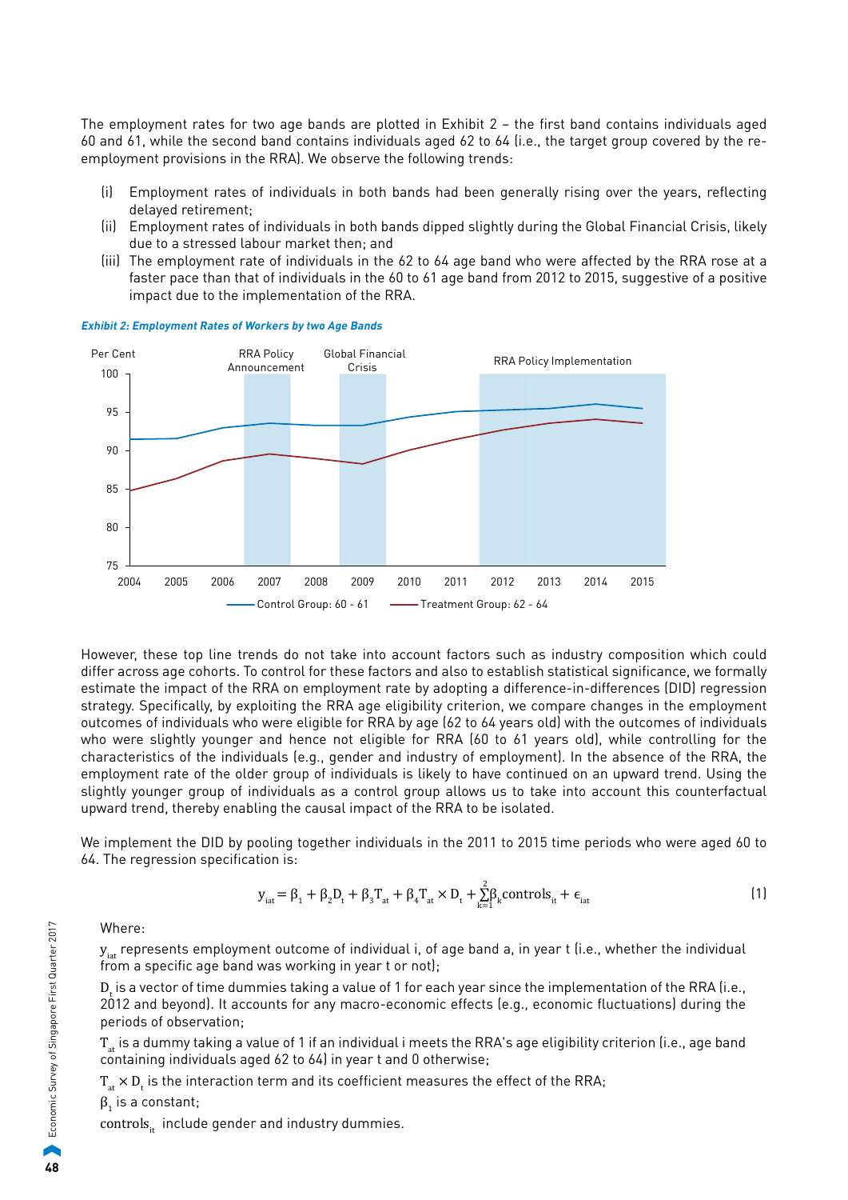The employment rates for two age bands are plotted in Exhibit 2 – the first band contains individuals aged 60 and 61, while the second band contains individuals aged 62 to 64 (i.e., the target group covered by the re-employment provisions in the RRA). We observe the following trends:

(i) Employment rates of individuals in both bands had been generally rising over the years, reflecting delayed retirement;
(ii) Employment rates of individuals in both bands dipped slightly during the Global Financial Crisis, likely due to a stressed labour market then; and
(iii) The employment rate of individuals in the 62 to 64 age band who were affected by the RRA rose at a faster pace than that of individuals in the 60 to 61 age band from 2012 to 2015, suggestive of a positive impact due to the implementation of the RRA.

***Exhibit 2: Employment Rates of Workers by two Age Bands***

Per Cent

RRA Policy Announcement | Global Financial Crisis | RRA Policy Implementation

100, 95, 90, 85, 80, 75

2004, 2005, 2006, 2007, 2008, 2009, 2010, 2011, 2012, 2013, 2014, 2015

Control Group: 60 - 61 — Treatment Group: 62 - 64

However, these top line trends do not take into account factors such as industry composition which could differ across age cohorts. To control for these factors and also to establish statistical significance, we formally estimate the impact of the RRA on employment rate by adopting a difference-in-differences (DID) regression strategy. Specifically, by exploiting the RRA age eligibility criterion, we compare changes in the employment outcomes of individuals who were eligible for RRA by age (62 to 64 years old) with the outcomes of individuals who were slightly younger and hence not eligible for RRA (60 to 61 years old), while controlling for the characteristics of the individuals (e.g., gender and industry of employment). In the absence of the RRA, the employment rate of the older group of individuals is likely to have continued on an upward trend. Using the slightly younger group of individuals as a control group allows us to take into account this counterfactual upward trend, thereby enabling the causal impact of the RRA to be isolated.

We implement the DID by pooling together individuals in the 2011 to 2015 time periods who were aged 60 to 64. The regression specification is:

$$y_{iat} = \beta_1 + \beta_2 D_t + \beta_3 T_{at} + \beta_4 T_{at} \times D_t + \sum_{k=1}^{2} \beta_k \text{controls}_{it} + \epsilon_{iat} \quad (1)$$

Where:

$y_{iat}$ represents employment outcome of individual i, of age band a, in year t (i.e., whether the individual from a specific age band was working in year t or not);

$D_t$ is a vector of time dummies taking a value of 1 for each year since the implementation of the RRA (i.e., 2012 and beyond). It accounts for any macro-economic effects (e.g., economic fluctuations) during the periods of observation;

$T_{at}$ is a dummy taking a value of 1 if an individual i meets the RRA's age eligibility criterion (i.e., age band containing individuals aged 62 to 64) in year t and 0 otherwise;

$T_{at} \times D_t$ is the interaction term and its coefficient measures the effect of the RRA;

$\beta_1$ is a constant;

$\text{controls}_{it}$ include gender and industry dummies.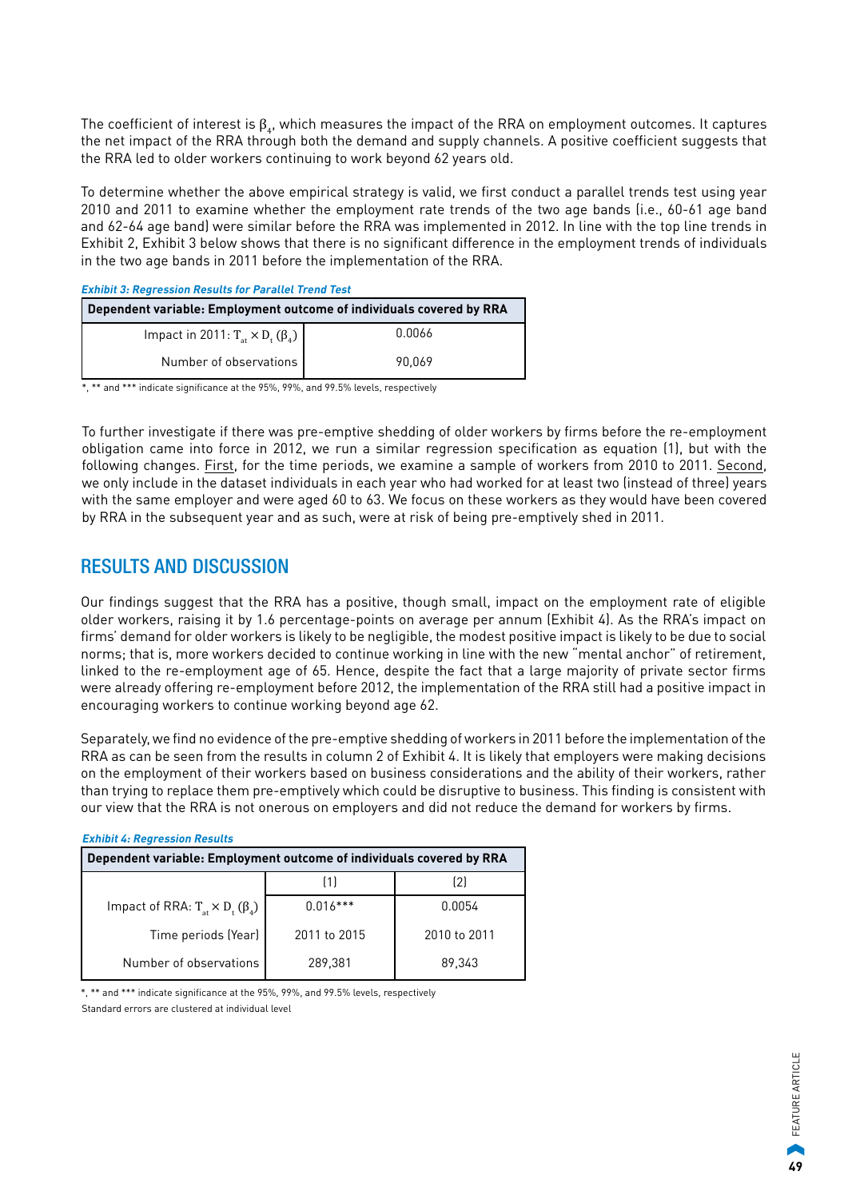The coefficient of interest is $\beta_4$, which measures the impact of the RRA on employment outcomes. It captures the net impact of the RRA through both the demand and supply channels. A positive coefficient suggests that the RRA led to older workers continuing to work beyond 62 years old.

To determine whether the above empirical strategy is valid, we first conduct a parallel trends test using year 2010 and 2011 to examine whether the employment rate trends of the two age bands (i.e., 60-61 age band and 62-64 age band) were similar before the RRA was implemented in 2012. In line with the top line trends in Exhibit 2, Exhibit 3 below shows that there is no significant difference in the employment trends of individuals in the two age bands in 2011 before the implementation of the RRA.

***Exhibit 3: Regression Results for Parallel Trend Test***

| Dependent variable: Employment outcome of individuals covered by RRA | |
|---|---|
| Impact in 2011: $T_{at} \times D_t$ ($\beta_4$) | 0.0066 |
| Number of observations | 90,069 |

*, ** and *** indicate significance at the 95%, 99%, and 99.5% levels, respectively

To further investigate if there was pre-emptive shedding of older workers by firms before the re-employment obligation came into force in 2012, we run a similar regression specification as equation (1), but with the following changes. First, for the time periods, we examine a sample of workers from 2010 to 2011. Second, we only include in the dataset individuals in each year who had worked for at least two (instead of three) years with the same employer and were aged 60 to 63. We focus on these workers as they would have been covered by RRA in the subsequent year and as such, were at risk of being pre-emptively shed in 2011.

## RESULTS AND DISCUSSION

Our findings suggest that the RRA has a positive, though small, impact on the employment rate of eligible older workers, raising it by 1.6 percentage-points on average per annum (Exhibit 4). As the RRA's impact on firms' demand for older workers is likely to be negligible, the modest positive impact is likely to be due to social norms; that is, more workers decided to continue working in line with the new "mental anchor" of retirement, linked to the re-employment age of 65. Hence, despite the fact that a large majority of private sector firms were already offering re-employment before 2012, the implementation of the RRA still had a positive impact in encouraging workers to continue working beyond age 62.

Separately, we find no evidence of the pre-emptive shedding of workers in 2011 before the implementation of the RRA as can be seen from the results in column 2 of Exhibit 4. It is likely that employers were making decisions on the employment of their workers based on business considerations and the ability of their workers, rather than trying to replace them pre-emptively which could be disruptive to business. This finding is consistent with our view that the RRA is not onerous on employers and did not reduce the demand for workers by firms.

***Exhibit 4: Regression Results***

| Dependent variable: Employment outcome of individuals covered by RRA | | |
|---|---|---|
| | (1) | (2) |
| Impact of RRA: $T_{at} \times D_t$ ($\beta_4$) | 0.016*** | 0.0054 |
| Time periods (Year) | 2011 to 2015 | 2010 to 2011 |
| Number of observations | 289,381 | 89,343 |

*, ** and *** indicate significance at the 95%, 99%, and 99.5% levels, respectively

Standard errors are clustered at individual level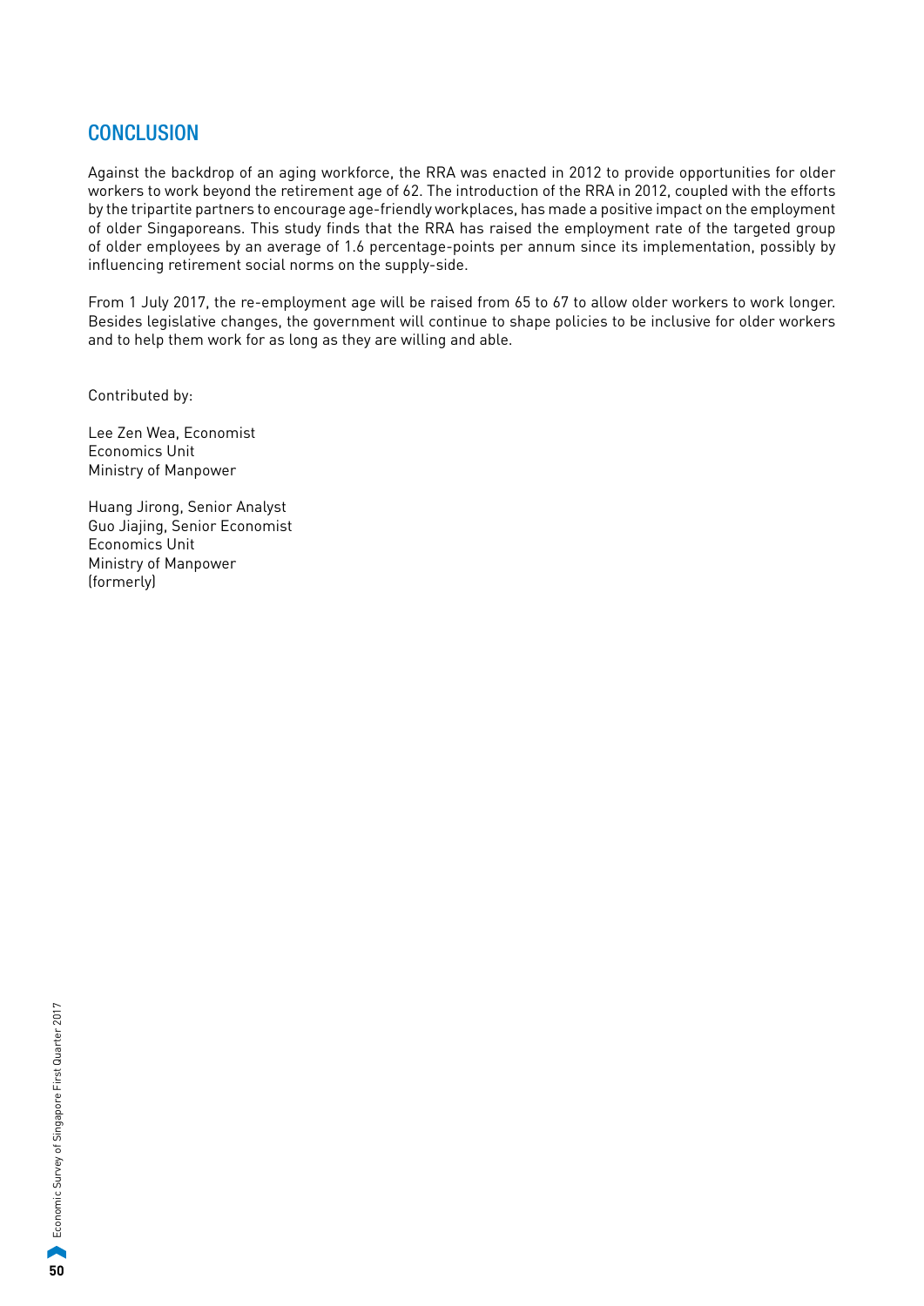## CONCLUSION

Against the backdrop of an aging workforce, the RRA was enacted in 2012 to provide opportunities for older workers to work beyond the retirement age of 62. The introduction of the RRA in 2012, coupled with the efforts by the tripartite partners to encourage age-friendly workplaces, has made a positive impact on the employment of older Singaporeans. This study finds that the RRA has raised the employment rate of the targeted group of older employees by an average of 1.6 percentage-points per annum since its implementation, possibly by influencing retirement social norms on the supply-side.

From 1 July 2017, the re-employment age will be raised from 65 to 67 to allow older workers to work longer. Besides legislative changes, the government will continue to shape policies to be inclusive for older workers and to help them work for as long as they are willing and able.

Contributed by:

Lee Zen Wea, Economist
Economics Unit
Ministry of Manpower

Huang Jirong, Senior Analyst
Guo Jiajing, Senior Economist
Economics Unit
Ministry of Manpower
(formerly)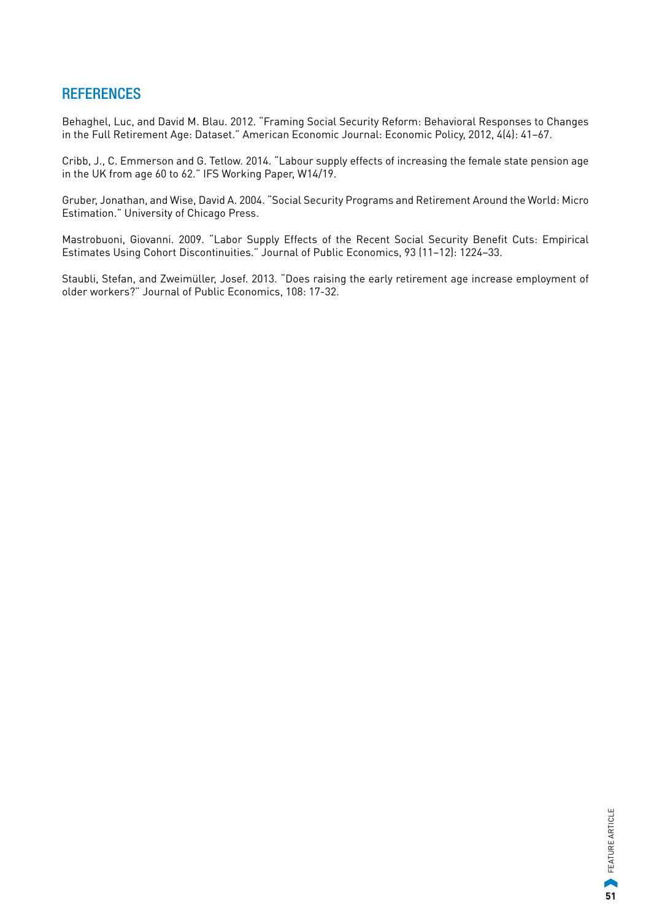## REFERENCES

Behaghel, Luc, and David M. Blau. 2012. "Framing Social Security Reform: Behavioral Responses to Changes in the Full Retirement Age: Dataset." American Economic Journal: Economic Policy, 2012, 4(4): 41–67.

Cribb, J., C. Emmerson and G. Tetlow. 2014. "Labour supply effects of increasing the female state pension age in the UK from age 60 to 62." IFS Working Paper, W14/19.

Gruber, Jonathan, and Wise, David A. 2004. "Social Security Programs and Retirement Around the World: Micro Estimation." University of Chicago Press.

Mastrobuoni, Giovanni. 2009. "Labor Supply Effects of the Recent Social Security Benefit Cuts: Empirical Estimates Using Cohort Discontinuities." Journal of Public Economics, 93 (11–12): 1224–33.

Staubli, Stefan, and Zweimüller, Josef. 2013. "Does raising the early retirement age increase employment of older workers?" Journal of Public Economics, 108: 17-32.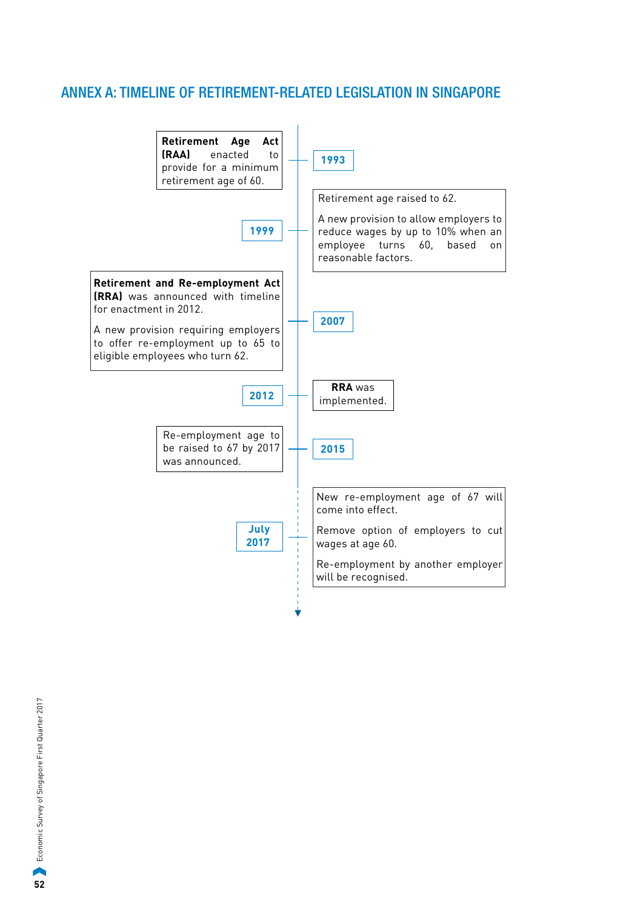# ANNEX A: TIMELINE OF RETIREMENT-RELATED LEGISLATION IN SINGAPORE

**1993**

**Retirement Age Act (RAA)** enacted to provide for a minimum retirement age of 60.

**1999**

Retirement age raised to 62.

A new provision to allow employers to reduce wages by up to 10% when an employee turns 60, based on reasonable factors.

**2007**

**Retirement and Re-employment Act (RRA)** was announced with timeline for enactment in 2012.

A new provision requiring employers to offer re-employment up to 65 to eligible employees who turn 62.

**2012**

**RRA** was implemented.

**2015**

Re-employment age to be raised to 67 by 2017 was announced.

**July 2017**

New re-employment age of 67 will come into effect.

Remove option of employers to cut wages at age 60.

Re-employment by another employer will be recognised.